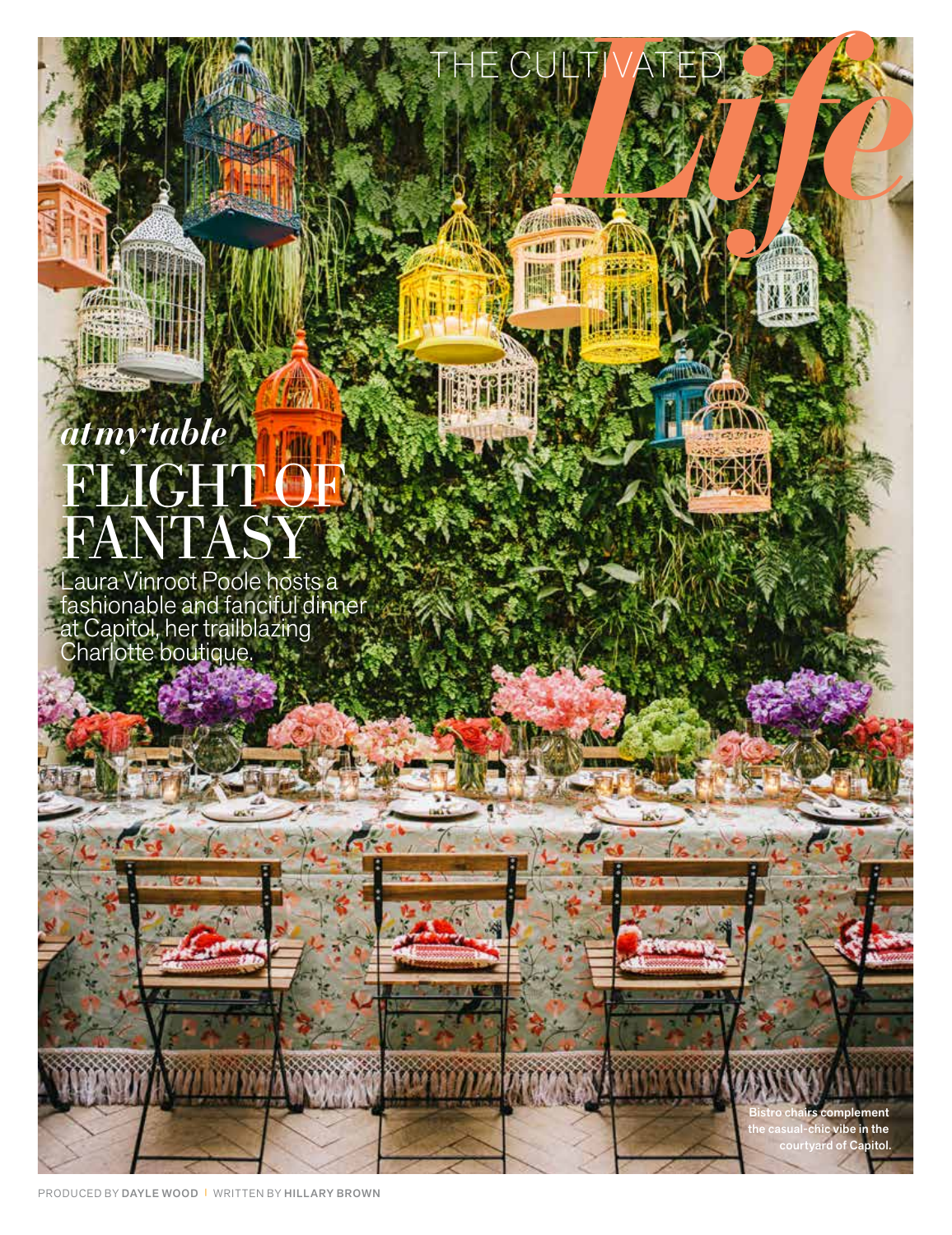THE CULTIVATED *Life*

*at my table*

# FLIGHT OF FANTASY

Laura Vinroot Poole hosts a fashionable and fanciful dinner at Capitol, her trailblazing Charlotte boutique.

Bistro chairs complement the casual-chic vibe in the courtyard of Capitol.

PRODUCED BY **DAYLE WOOD** | WRITTEN BY **HILLARY BROWN**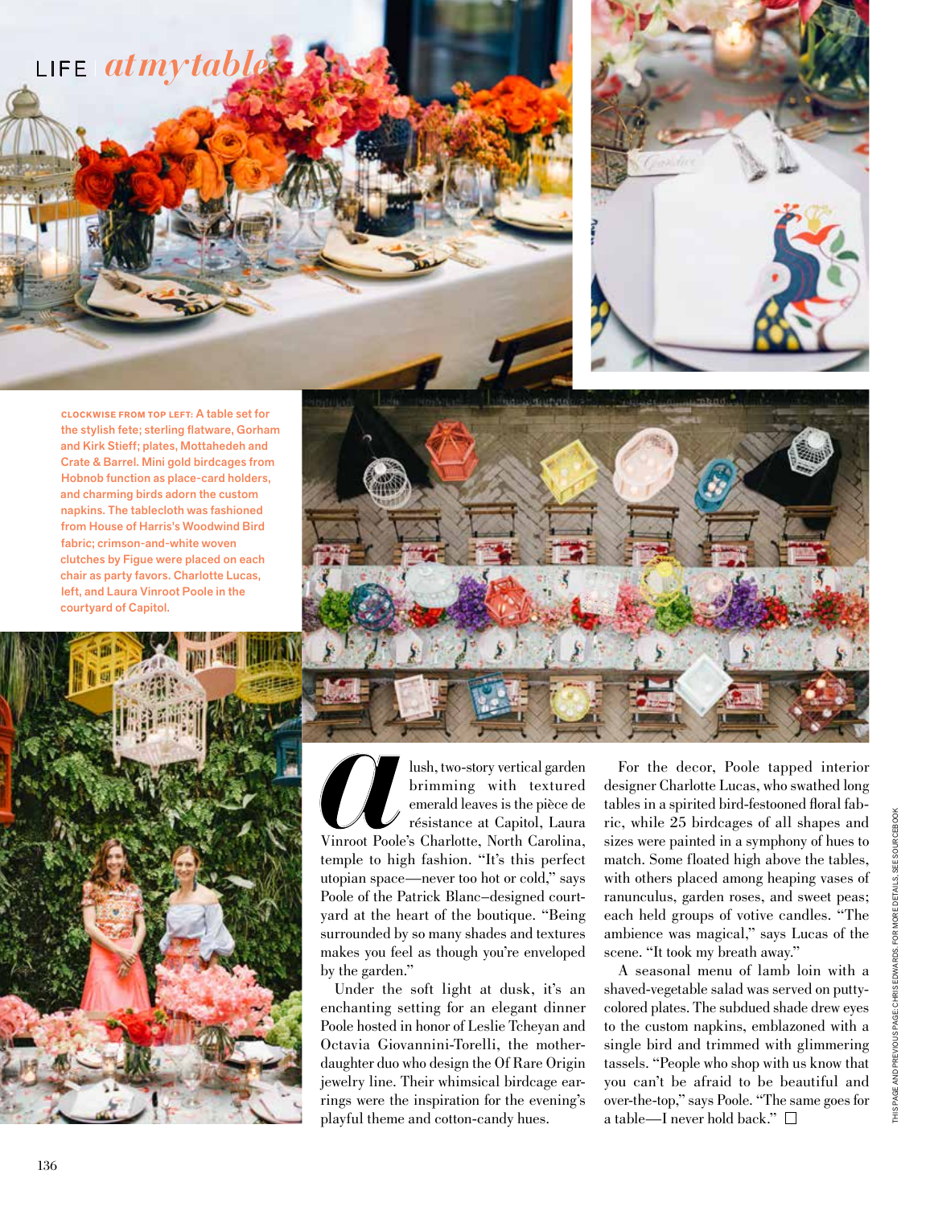LIFE | *at my table*

**CLOCKWISE FROM TOP LEFT:** A table set for the stylish fete; sterling flatware, Gorham and Kirk Stieff; plates, Mottahedeh and Crate & Barrel. Mini gold birdcages from Hobnob function as place-card holders, and charming birds adorn the custom napkins. The tablecloth was fashioned from House of Harris's Woodwind Bird fabric; crimson-and-white woven clutches by Figue were placed on each chair as party favors. Charlotte Lucas, left, and Laura Vinroot Poole in the courtyard of Capitol.

A lush, two-story vertical garden brimming with textured emerald leaves is the pièce de résistance at Capitol, Laura Vinroot Poole's Charlotte, North Carolina, temple to high fashion. "It's this perfect utopian space—never too hot or cold," says Poole of the Patrick Blanc–designed courtyard at the heart of the boutique. "Being surrounded by so many shades and textures makes you feel as though you're enveloped by the garden."

Under the soft light at dusk, it's an enchanting setting for an elegant dinner Poole hosted in honor of Leslie Tcheyan and Octavia Giovannini-Torelli, the mother-daughter duo who design the Of Rare Origin jewelry line. Their whimsical birdcage earrings were the inspiration for the evening's playful theme and cotton-candy hues.

For the decor, Poole tapped interior designer Charlotte Lucas, who swathed long tables in a spirited bird-festooned floral fabric, while 25 birdcages of all shapes and sizes were painted in a symphony of hues to match. Some floated high above the tables, with others placed among heaping vases of ranunculus, garden roses, and sweet peas; each held groups of votive candles. "The ambience was magical," says Lucas of the scene. "It took my breath away."

A seasonal menu of lamb loin with a shaved-vegetable salad was served on putty-colored plates. The subdued shade drew eyes to the custom napkins, emblazoned with a single bird and trimmed with glimmering tassels. "People who shop with us know that you can't be afraid to be beautiful and over-the-top," says Poole. "The same goes for a table—I never hold back." □

THIS PAGE AND PREVIOUS PAGE: CHRIS EDWARDS. FOR MORE DETAILS, SEE SOURCEBOOK